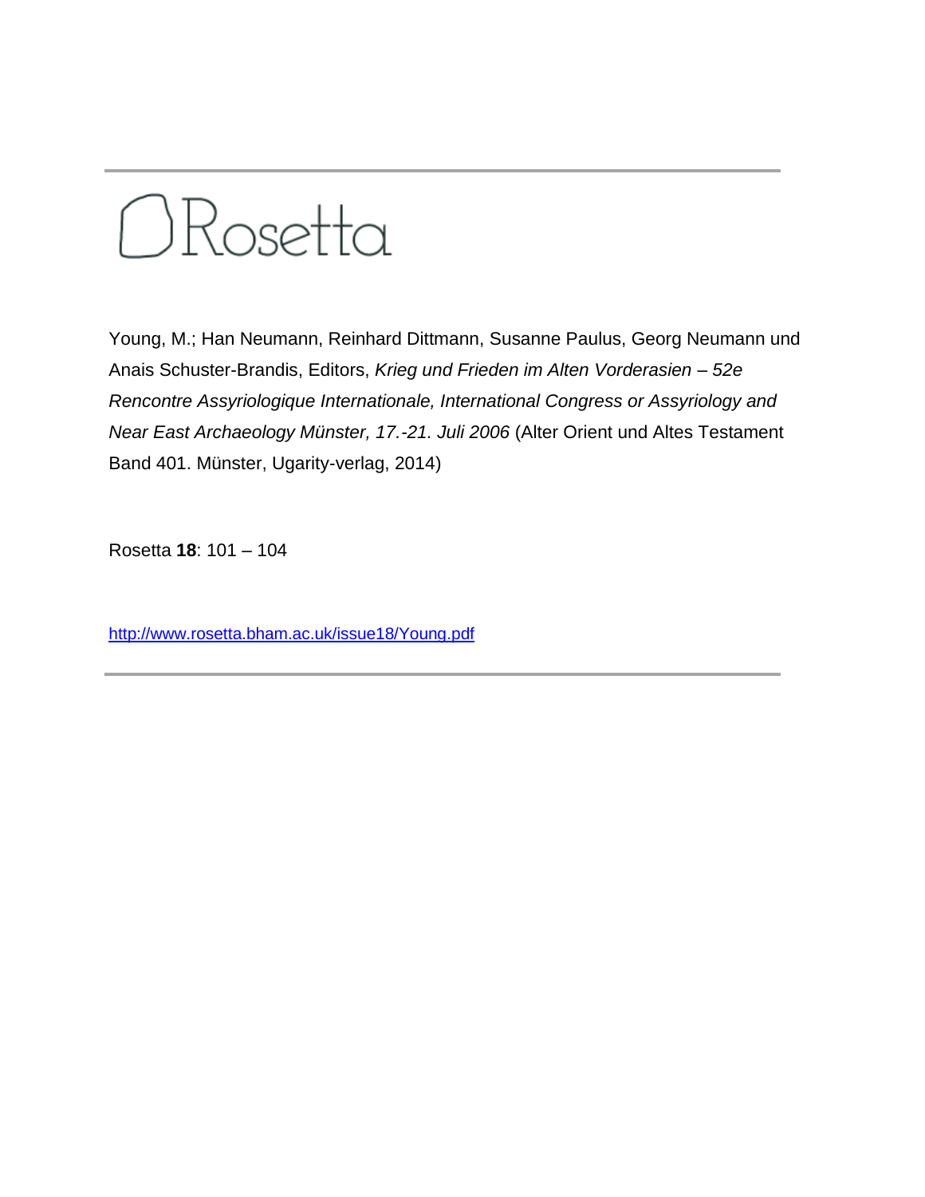Rosetta

Young, M.; Han Neumann, Reinhard Dittmann, Susanne Paulus, Georg Neumann und Anais Schuster-Brandis, Editors, *Krieg und Frieden im Alten Vorderasien – 52e Rencontre Assyriologique Internationale, International Congress or Assyriology and Near East Archaeology Münster, 17.-21. Juli 2006* (Alter Orient und Altes Testament Band 401. Münster, Ugarity-verlag, 2014)

Rosetta **18**: 101 – 104

http://www.rosetta.bham.ac.uk/issue18/Young.pdf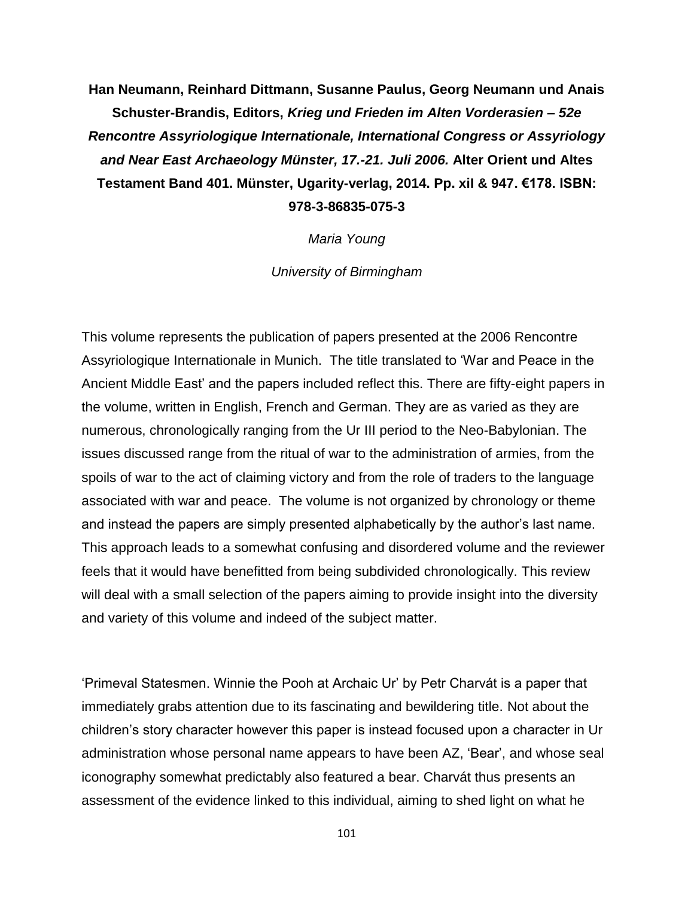**Han Neumann, Reinhard Dittmann, Susanne Paulus, Georg Neumann und Anais Schuster-Brandis, Editors, *Krieg und Frieden im Alten Vorderasien – 52e Rencontre Assyriologique Internationale, International Congress or Assyriology and Near East Archaeology Münster, 17.-21. Juli 2006.* Alter Orient und Altes Testament Band 401. Münster, Ugarity-verlag, 2014. Pp. xiI & 947. €178. ISBN: 978-3-86835-075-3**

*Maria Young*

*University of Birmingham*

This volume represents the publication of papers presented at the 2006 Rencontre Assyriologique Internationale in Munich. The title translated to 'War and Peace in the Ancient Middle East' and the papers included reflect this. There are fifty-eight papers in the volume, written in English, French and German. They are as varied as they are numerous, chronologically ranging from the Ur III period to the Neo-Babylonian. The issues discussed range from the ritual of war to the administration of armies, from the spoils of war to the act of claiming victory and from the role of traders to the language associated with war and peace. The volume is not organized by chronology or theme and instead the papers are simply presented alphabetically by the author's last name. This approach leads to a somewhat confusing and disordered volume and the reviewer feels that it would have benefitted from being subdivided chronologically. This review will deal with a small selection of the papers aiming to provide insight into the diversity and variety of this volume and indeed of the subject matter.

'Primeval Statesmen. Winnie the Pooh at Archaic Ur' by Petr Charvát is a paper that immediately grabs attention due to its fascinating and bewildering title. Not about the children's story character however this paper is instead focused upon a character in Ur administration whose personal name appears to have been AZ, 'Bear', and whose seal iconography somewhat predictably also featured a bear. Charvát thus presents an assessment of the evidence linked to this individual, aiming to shed light on what he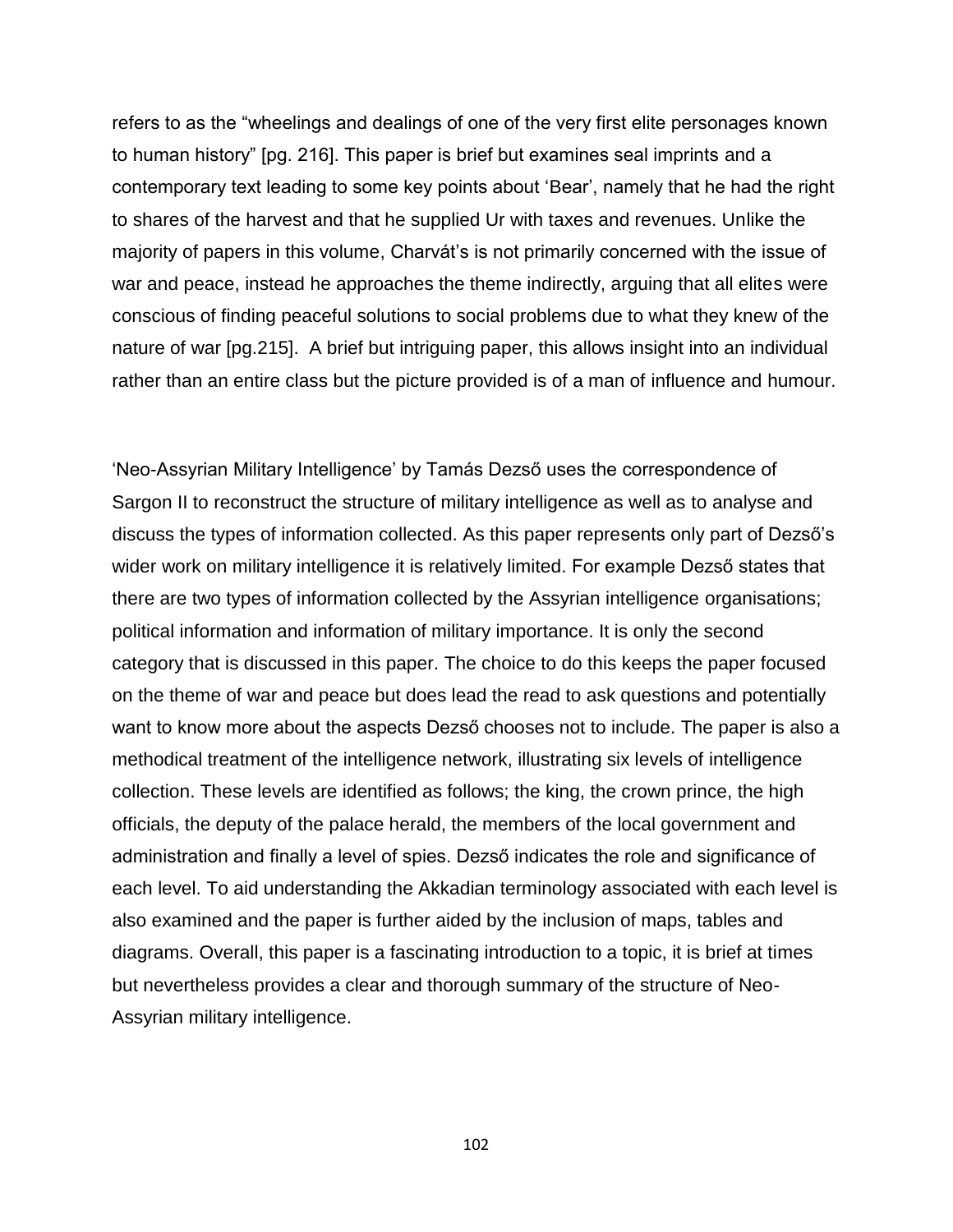refers to as the "wheelings and dealings of one of the very first elite personages known to human history" [pg. 216]. This paper is brief but examines seal imprints and a contemporary text leading to some key points about 'Bear', namely that he had the right to shares of the harvest and that he supplied Ur with taxes and revenues. Unlike the majority of papers in this volume, Charvát's is not primarily concerned with the issue of war and peace, instead he approaches the theme indirectly, arguing that all elites were conscious of finding peaceful solutions to social problems due to what they knew of the nature of war [pg.215]. A brief but intriguing paper, this allows insight into an individual rather than an entire class but the picture provided is of a man of influence and humour.

'Neo-Assyrian Military Intelligence' by Tamás Dezső uses the correspondence of Sargon II to reconstruct the structure of military intelligence as well as to analyse and discuss the types of information collected. As this paper represents only part of Dezső's wider work on military intelligence it is relatively limited. For example Dezső states that there are two types of information collected by the Assyrian intelligence organisations; political information and information of military importance. It is only the second category that is discussed in this paper. The choice to do this keeps the paper focused on the theme of war and peace but does lead the read to ask questions and potentially want to know more about the aspects Dezső chooses not to include. The paper is also a methodical treatment of the intelligence network, illustrating six levels of intelligence collection. These levels are identified as follows; the king, the crown prince, the high officials, the deputy of the palace herald, the members of the local government and administration and finally a level of spies. Dezső indicates the role and significance of each level. To aid understanding the Akkadian terminology associated with each level is also examined and the paper is further aided by the inclusion of maps, tables and diagrams. Overall, this paper is a fascinating introduction to a topic, it is brief at times but nevertheless provides a clear and thorough summary of the structure of Neo-Assyrian military intelligence.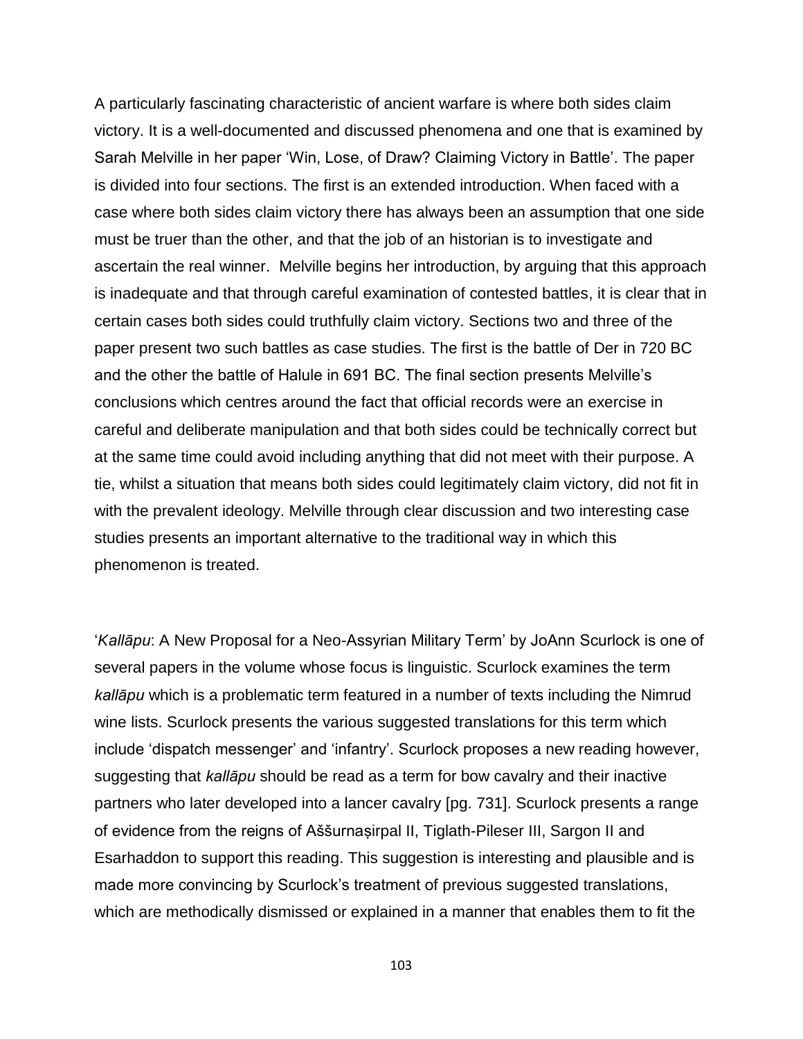A particularly fascinating characteristic of ancient warfare is where both sides claim victory. It is a well-documented and discussed phenomena and one that is examined by Sarah Melville in her paper 'Win, Lose, of Draw? Claiming Victory in Battle'. The paper is divided into four sections. The first is an extended introduction. When faced with a case where both sides claim victory there has always been an assumption that one side must be truer than the other, and that the job of an historian is to investigate and ascertain the real winner. Melville begins her introduction, by arguing that this approach is inadequate and that through careful examination of contested battles, it is clear that in certain cases both sides could truthfully claim victory. Sections two and three of the paper present two such battles as case studies. The first is the battle of Der in 720 BC and the other the battle of Halule in 691 BC. The final section presents Melville's conclusions which centres around the fact that official records were an exercise in careful and deliberate manipulation and that both sides could be technically correct but at the same time could avoid including anything that did not meet with their purpose. A tie, whilst a situation that means both sides could legitimately claim victory, did not fit in with the prevalent ideology. Melville through clear discussion and two interesting case studies presents an important alternative to the traditional way in which this phenomenon is treated.

'*Kallāpu*: A New Proposal for a Neo-Assyrian Military Term' by JoAnn Scurlock is one of several papers in the volume whose focus is linguistic. Scurlock examines the term *kallāpu* which is a problematic term featured in a number of texts including the Nimrud wine lists. Scurlock presents the various suggested translations for this term which include 'dispatch messenger' and 'infantry'. Scurlock proposes a new reading however, suggesting that *kallāpu* should be read as a term for bow cavalry and their inactive partners who later developed into a lancer cavalry [pg. 731]. Scurlock presents a range of evidence from the reigns of Aššurnaṣirpal II, Tiglath-Pileser III, Sargon II and Esarhaddon to support this reading. This suggestion is interesting and plausible and is made more convincing by Scurlock's treatment of previous suggested translations, which are methodically dismissed or explained in a manner that enables them to fit the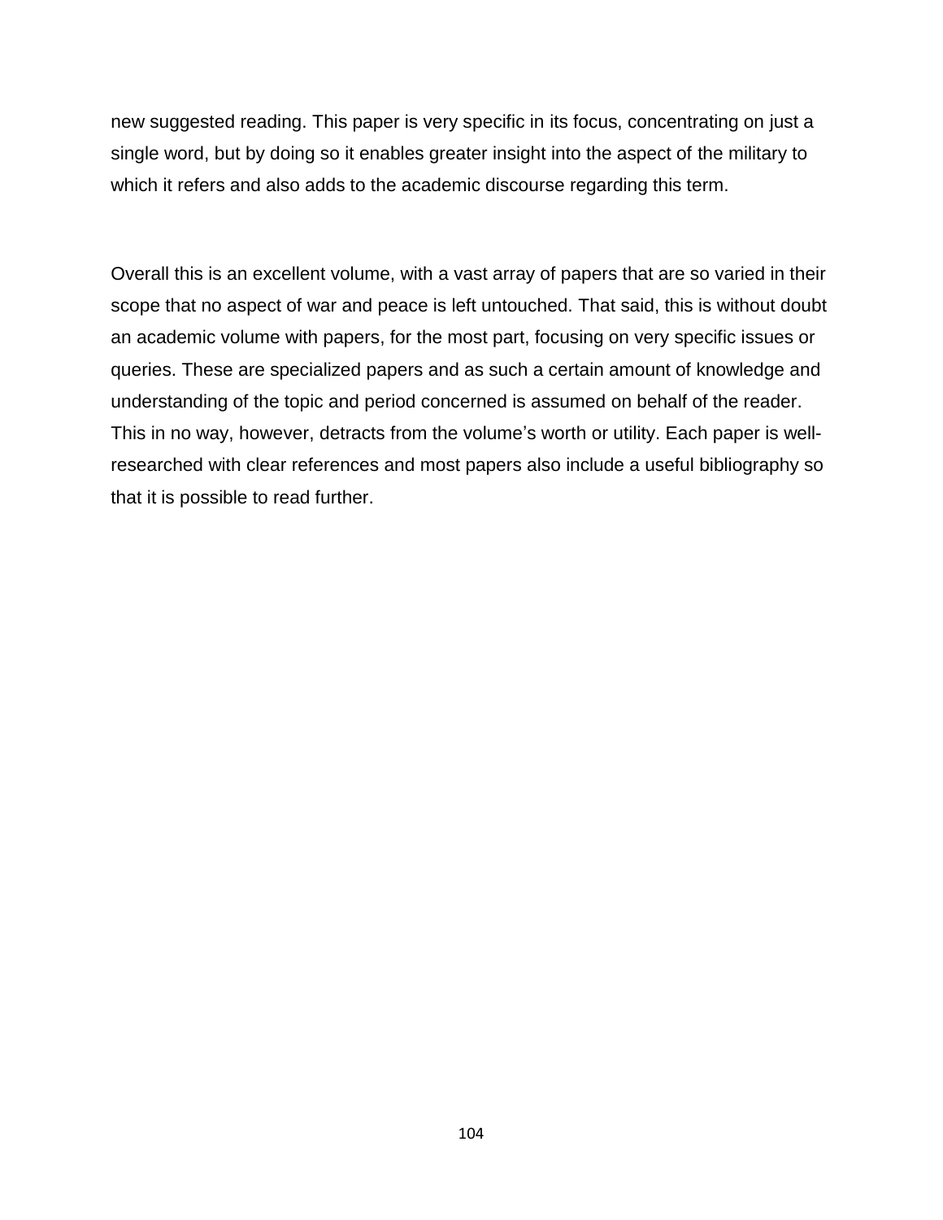new suggested reading. This paper is very specific in its focus, concentrating on just a single word, but by doing so it enables greater insight into the aspect of the military to which it refers and also adds to the academic discourse regarding this term.

Overall this is an excellent volume, with a vast array of papers that are so varied in their scope that no aspect of war and peace is left untouched. That said, this is without doubt an academic volume with papers, for the most part, focusing on very specific issues or queries. These are specialized papers and as such a certain amount of knowledge and understanding of the topic and period concerned is assumed on behalf of the reader. This in no way, however, detracts from the volume's worth or utility. Each paper is well-researched with clear references and most papers also include a useful bibliography so that it is possible to read further.